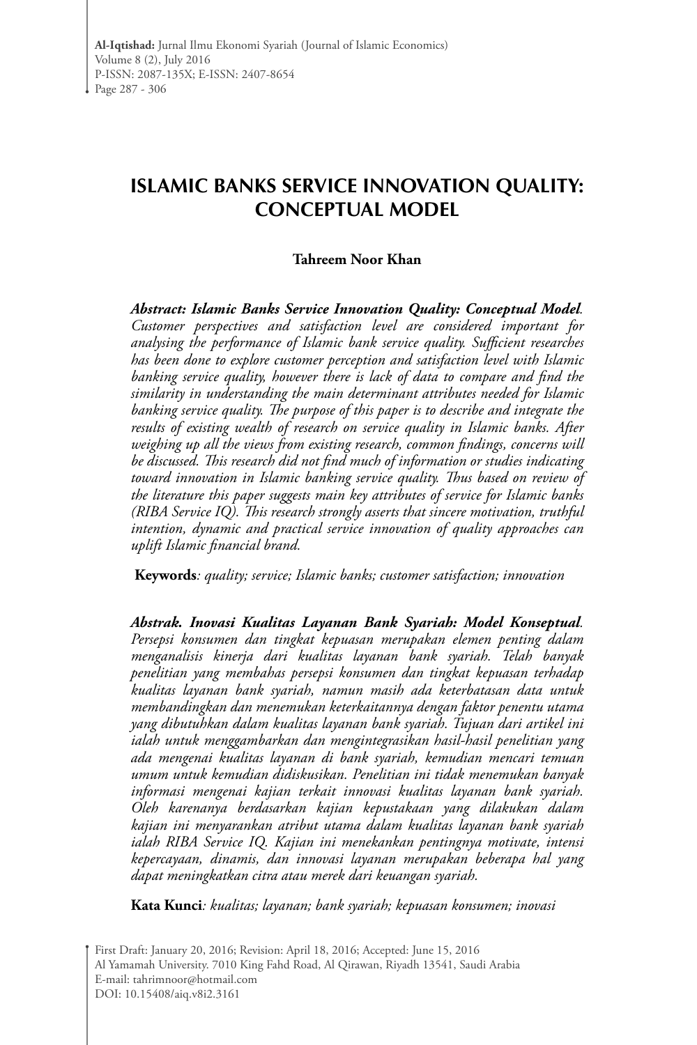# ISLAMIC BANKS SERVICE INNOVATION QUALITY: CONCEPTUAL MODEL

**Tahreem Noor Khan**

***Abstract: Islamic Banks Service Innovation Quality: Conceptual Model****.* *Customer perspectives and satisfaction level are considered important for analysing the performance of Islamic bank service quality. Sufficient researches has been done to explore customer perception and satisfaction level with Islamic banking service quality, however there is lack of data to compare and find the similarity in understanding the main determinant attributes needed for Islamic banking service quality. The purpose of this paper is to describe and integrate the results of existing wealth of research on service quality in Islamic banks. After weighing up all the views from existing research, common findings, concerns will be discussed. This research did not find much of information or studies indicating toward innovation in Islamic banking service quality. Thus based on review of the literature this paper suggests main key attributes of service for Islamic banks (RIBA Service IQ). This research strongly asserts that sincere motivation, truthful intention, dynamic and practical service innovation of quality approaches can uplift Islamic financial brand.*

**Keywords***: quality; service; Islamic banks; customer satisfaction; innovation*

***Abstrak. Inovasi Kualitas Layanan Bank Syariah: Model Konseptual****.* *Persepsi konsumen dan tingkat kepuasan merupakan elemen penting dalam menganalisis kinerja dari kualitas layanan bank syariah. Telah banyak penelitian yang membahas persepsi konsumen dan tingkat kepuasan terhadap kualitas layanan bank syariah, namun masih ada keterbatasan data untuk membandingkan dan menemukan keterkaitannya dengan faktor penentu utama yang dibutuhkan dalam kualitas layanan bank syariah. Tujuan dari artikel ini ialah untuk menggambarkan dan mengintegrasikan hasil-hasil penelitian yang ada mengenai kualitas layanan di bank syariah, kemudian mencari temuan umum untuk kemudian didiskusikan. Penelitian ini tidak menemukan banyak informasi mengenai kajian terkait innovasi kualitas layanan bank syariah. Oleh karenanya berdasarkan kajian kepustakaan yang dilakukan dalam kajian ini menyarankan atribut utama dalam kualitas layanan bank syariah ialah RIBA Service IQ. Kajian ini menekankan pentingnya motivate, intensi kepercayaan, dinamis, dan innovasi layanan merupakan beberapa hal yang dapat meningkatkan citra atau merek dari keuangan syariah.*

**Kata Kunci***: kualitas; layanan; bank syariah; kepuasan konsumen; inovasi*

First Draft: January 20, 2016; Revision: April 18, 2016; Accepted: June 15, 2016
Al Yamamah University. 7010 King Fahd Road, Al Qirawan, Riyadh 13541, Saudi Arabia
E-mail: tahrimnoor@hotmail.com
DOI: 10.15408/aiq.v8i2.3161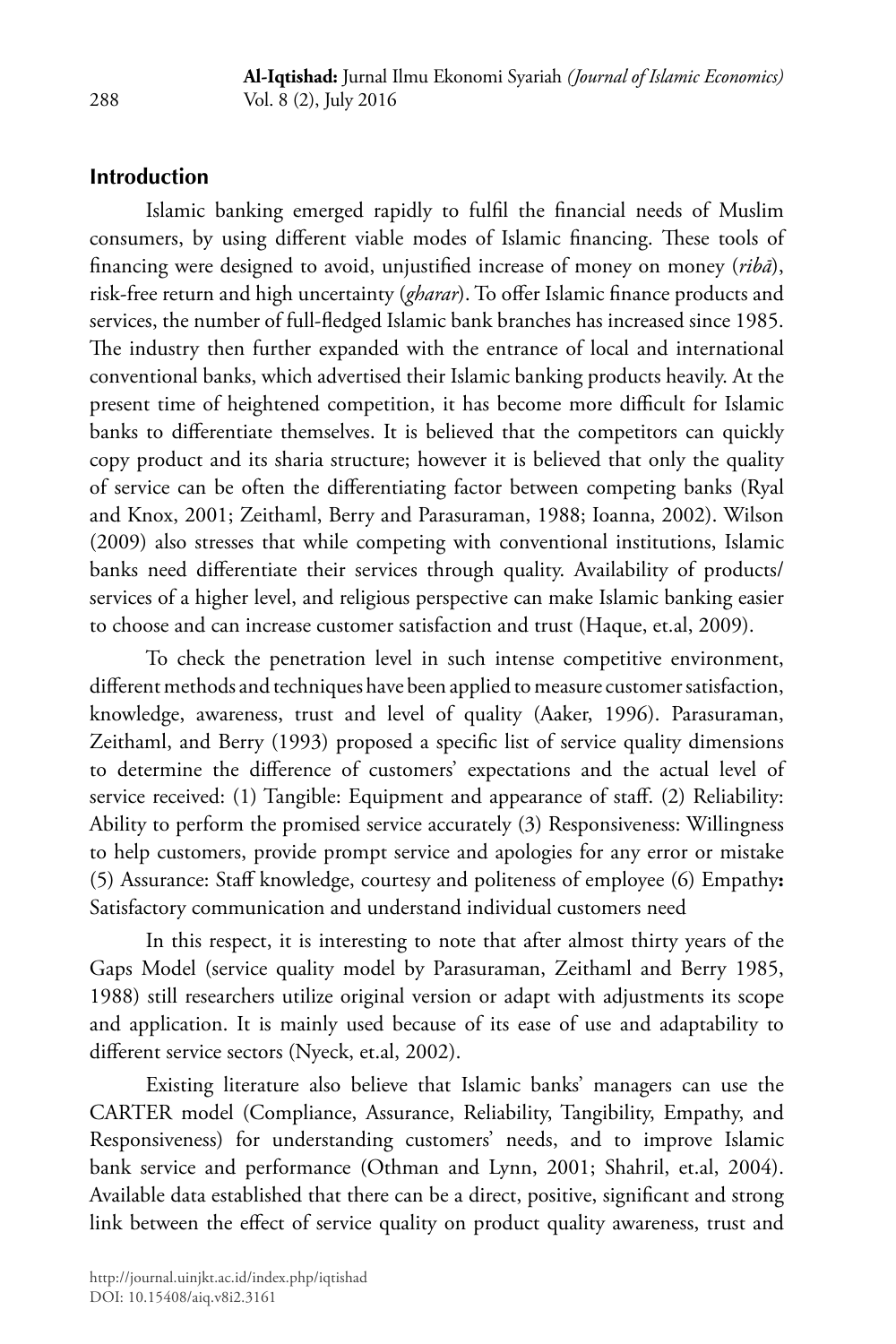## Introduction

Islamic banking emerged rapidly to fulfil the financial needs of Muslim consumers, by using different viable modes of Islamic financing. These tools of financing were designed to avoid, unjustified increase of money on money (*ribā*), risk-free return and high uncertainty (*gharar*). To offer Islamic finance products and services, the number of full-fledged Islamic bank branches has increased since 1985. The industry then further expanded with the entrance of local and international conventional banks, which advertised their Islamic banking products heavily. At the present time of heightened competition, it has become more difficult for Islamic banks to differentiate themselves. It is believed that the competitors can quickly copy product and its sharia structure; however it is believed that only the quality of service can be often the differentiating factor between competing banks (Ryal and Knox, 2001; Zeithaml, Berry and Parasuraman, 1988; Ioanna, 2002). Wilson (2009) also stresses that while competing with conventional institutions, Islamic banks need differentiate their services through quality. Availability of products/services of a higher level, and religious perspective can make Islamic banking easier to choose and can increase customer satisfaction and trust (Haque, et.al, 2009).

To check the penetration level in such intense competitive environment, different methods and techniques have been applied to measure customer satisfaction, knowledge, awareness, trust and level of quality (Aaker, 1996). Parasuraman, Zeithaml, and Berry (1993) proposed a specific list of service quality dimensions to determine the difference of customers' expectations and the actual level of service received: (1) Tangible: Equipment and appearance of staff. (2) Reliability: Ability to perform the promised service accurately (3) Responsiveness: Willingness to help customers, provide prompt service and apologies for any error or mistake (5) Assurance: Staff knowledge, courtesy and politeness of employee (6) Empathy**:** Satisfactory communication and understand individual customers need

In this respect, it is interesting to note that after almost thirty years of the Gaps Model (service quality model by Parasuraman, Zeithaml and Berry 1985, 1988) still researchers utilize original version or adapt with adjustments its scope and application. It is mainly used because of its ease of use and adaptability to different service sectors (Nyeck, et.al, 2002).

Existing literature also believe that Islamic banks' managers can use the CARTER model (Compliance, Assurance, Reliability, Tangibility, Empathy, and Responsiveness) for understanding customers' needs, and to improve Islamic bank service and performance (Othman and Lynn, 2001; Shahril, et.al, 2004). Available data established that there can be a direct, positive, significant and strong link between the effect of service quality on product quality awareness, trust and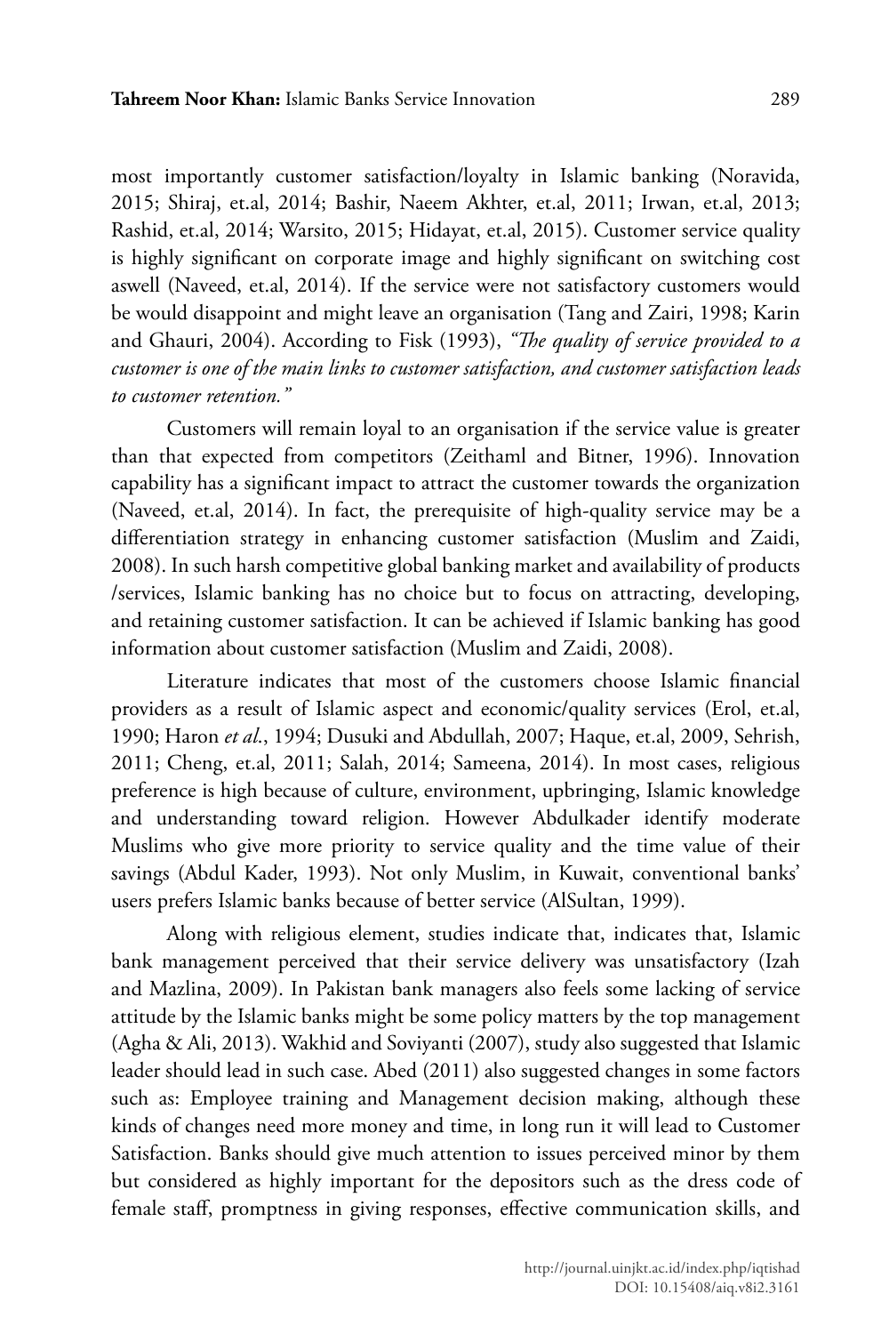most importantly customer satisfaction/loyalty in Islamic banking (Noravida, 2015; Shiraj, et.al, 2014; Bashir, Naeem Akhter, et.al, 2011; Irwan, et.al, 2013; Rashid, et.al, 2014; Warsito, 2015; Hidayat, et.al, 2015). Customer service quality is highly significant on corporate image and highly significant on switching cost aswell (Naveed, et.al, 2014). If the service were not satisfactory customers would be would disappoint and might leave an organisation (Tang and Zairi, 1998; Karin and Ghauri, 2004). According to Fisk (1993), *"The quality of service provided to a customer is one of the main links to customer satisfaction, and customer satisfaction leads to customer retention."*

Customers will remain loyal to an organisation if the service value is greater than that expected from competitors (Zeithaml and Bitner, 1996). Innovation capability has a significant impact to attract the customer towards the organization (Naveed, et.al, 2014). In fact, the prerequisite of high-quality service may be a differentiation strategy in enhancing customer satisfaction (Muslim and Zaidi, 2008). In such harsh competitive global banking market and availability of products /services, Islamic banking has no choice but to focus on attracting, developing, and retaining customer satisfaction. It can be achieved if Islamic banking has good information about customer satisfaction (Muslim and Zaidi, 2008).

Literature indicates that most of the customers choose Islamic financial providers as a result of Islamic aspect and economic/quality services (Erol, et.al, 1990; Haron *et al.*, 1994; Dusuki and Abdullah, 2007; Haque, et.al, 2009, Sehrish, 2011; Cheng, et.al, 2011; Salah, 2014; Sameena, 2014). In most cases, religious preference is high because of culture, environment, upbringing, Islamic knowledge and understanding toward religion. However Abdulkader identify moderate Muslims who give more priority to service quality and the time value of their savings (Abdul Kader, 1993). Not only Muslim, in Kuwait, conventional banks' users prefers Islamic banks because of better service (AlSultan, 1999).

Along with religious element, studies indicate that, indicates that, Islamic bank management perceived that their service delivery was unsatisfactory (Izah and Mazlina, 2009). In Pakistan bank managers also feels some lacking of service attitude by the Islamic banks might be some policy matters by the top management (Agha & Ali, 2013). Wakhid and Soviyanti (2007), study also suggested that Islamic leader should lead in such case. Abed (2011) also suggested changes in some factors such as: Employee training and Management decision making, although these kinds of changes need more money and time, in long run it will lead to Customer Satisfaction. Banks should give much attention to issues perceived minor by them but considered as highly important for the depositors such as the dress code of female staff, promptness in giving responses, effective communication skills, and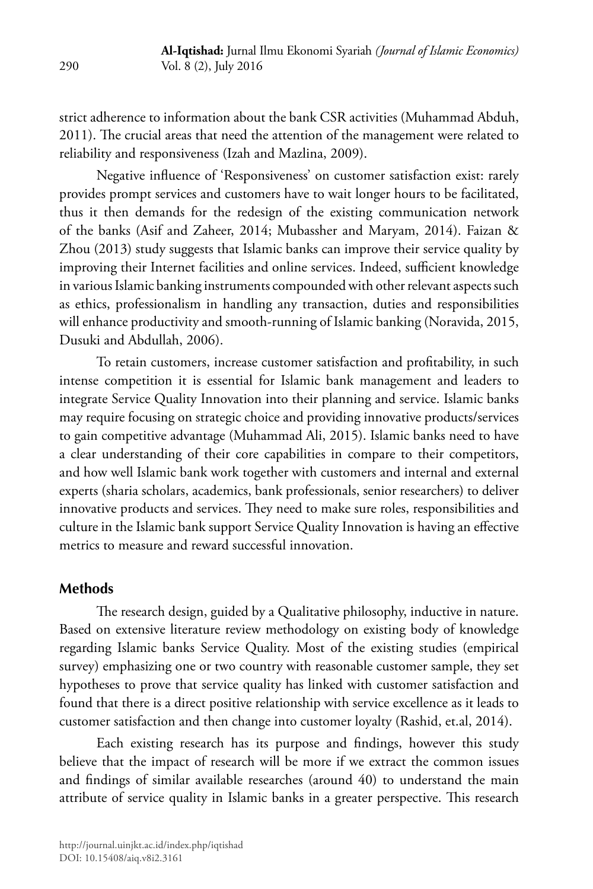strict adherence to information about the bank CSR activities (Muhammad Abduh, 2011). The crucial areas that need the attention of the management were related to reliability and responsiveness (Izah and Mazlina, 2009).

Negative influence of 'Responsiveness' on customer satisfaction exist: rarely provides prompt services and customers have to wait longer hours to be facilitated, thus it then demands for the redesign of the existing communication network of the banks (Asif and Zaheer, 2014; Mubassher and Maryam, 2014). Faizan & Zhou (2013) study suggests that Islamic banks can improve their service quality by improving their Internet facilities and online services. Indeed, sufficient knowledge in various Islamic banking instruments compounded with other relevant aspects such as ethics, professionalism in handling any transaction, duties and responsibilities will enhance productivity and smooth-running of Islamic banking (Noravida, 2015, Dusuki and Abdullah, 2006).

To retain customers, increase customer satisfaction and profitability, in such intense competition it is essential for Islamic bank management and leaders to integrate Service Quality Innovation into their planning and service. Islamic banks may require focusing on strategic choice and providing innovative products/services to gain competitive advantage (Muhammad Ali, 2015). Islamic banks need to have a clear understanding of their core capabilities in compare to their competitors, and how well Islamic bank work together with customers and internal and external experts (sharia scholars, academics, bank professionals, senior researchers) to deliver innovative products and services. They need to make sure roles, responsibilities and culture in the Islamic bank support Service Quality Innovation is having an effective metrics to measure and reward successful innovation.

## Methods

The research design, guided by a Qualitative philosophy, inductive in nature. Based on extensive literature review methodology on existing body of knowledge regarding Islamic banks Service Quality. Most of the existing studies (empirical survey) emphasizing one or two country with reasonable customer sample, they set hypotheses to prove that service quality has linked with customer satisfaction and found that there is a direct positive relationship with service excellence as it leads to customer satisfaction and then change into customer loyalty (Rashid, et.al, 2014).

Each existing research has its purpose and findings, however this study believe that the impact of research will be more if we extract the common issues and findings of similar available researches (around 40) to understand the main attribute of service quality in Islamic banks in a greater perspective. This research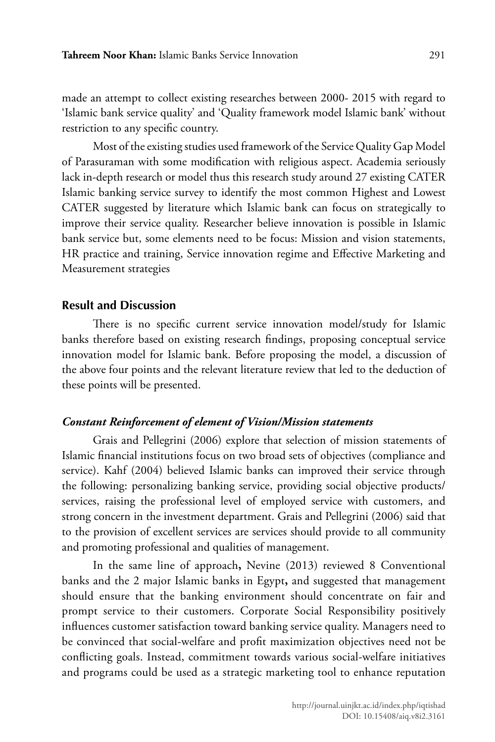made an attempt to collect existing researches between 2000- 2015 with regard to 'Islamic bank service quality' and 'Quality framework model Islamic bank' without restriction to any specific country.

Most of the existing studies used framework of the Service Quality Gap Model of Parasuraman with some modification with religious aspect. Academia seriously lack in-depth research or model thus this research study around 27 existing CATER Islamic banking service survey to identify the most common Highest and Lowest CATER suggested by literature which Islamic bank can focus on strategically to improve their service quality. Researcher believe innovation is possible in Islamic bank service but, some elements need to be focus: Mission and vision statements, HR practice and training, Service innovation regime and Effective Marketing and Measurement strategies

## Result and Discussion

There is no specific current service innovation model/study for Islamic banks therefore based on existing research findings, proposing conceptual service innovation model for Islamic bank. Before proposing the model, a discussion of the above four points and the relevant literature review that led to the deduction of these points will be presented.

### *Constant Reinforcement of element of Vision/Mission statements*

Grais and Pellegrini (2006) explore that selection of mission statements of Islamic financial institutions focus on two broad sets of objectives (compliance and service). Kahf (2004) believed Islamic banks can improved their service through the following: personalizing banking service, providing social objective products/ services, raising the professional level of employed service with customers, and strong concern in the investment department. Grais and Pellegrini (2006) said that to the provision of excellent services are services should provide to all community and promoting professional and qualities of management.

In the same line of approach**,** Nevine (2013) reviewed 8 Conventional banks and the 2 major Islamic banks in Egypt**,** and suggested that management should ensure that the banking environment should concentrate on fair and prompt service to their customers. Corporate Social Responsibility positively influences customer satisfaction toward banking service quality. Managers need to be convinced that social-welfare and profit maximization objectives need not be conflicting goals. Instead, commitment towards various social-welfare initiatives and programs could be used as a strategic marketing tool to enhance reputation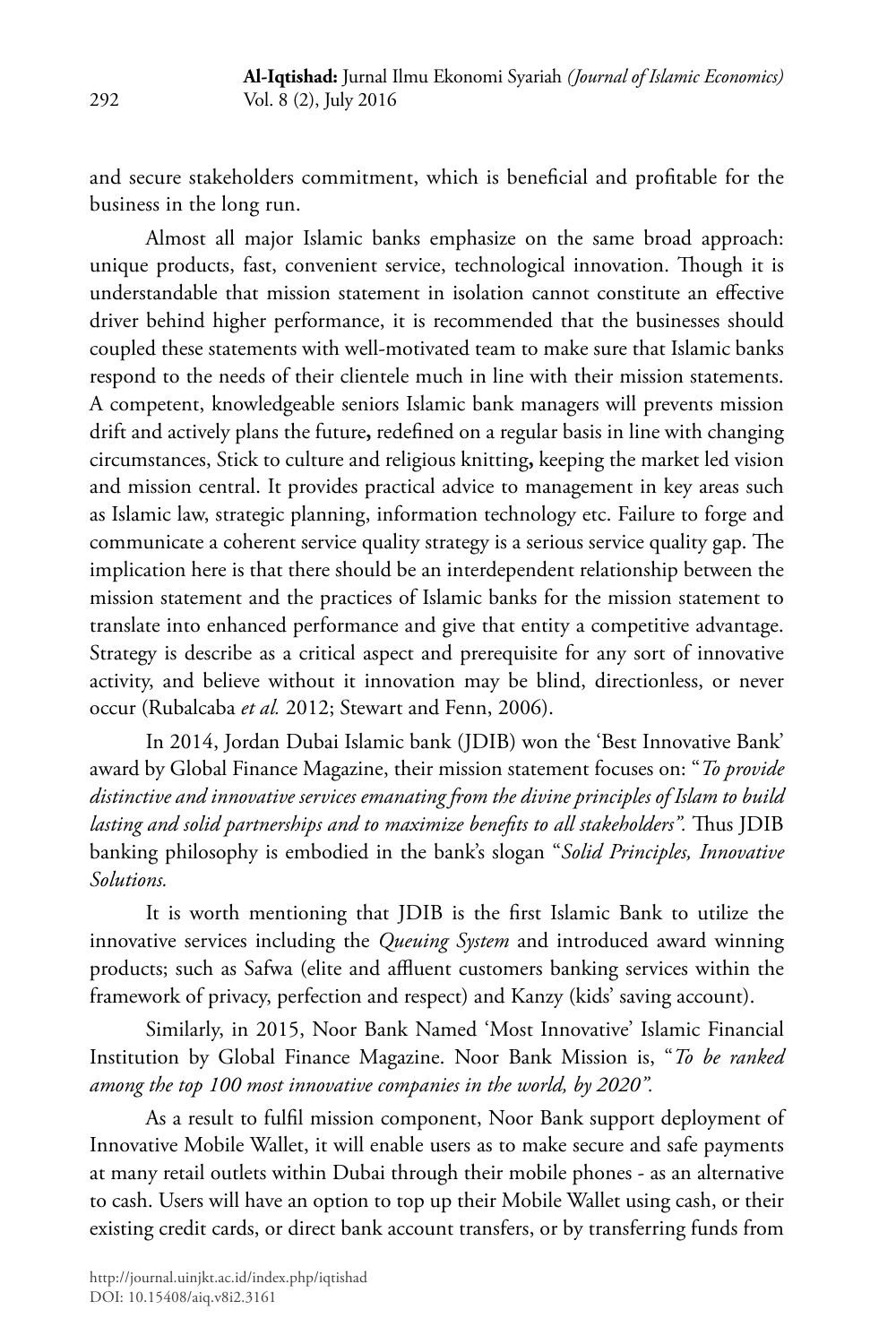and secure stakeholders commitment, which is beneficial and profitable for the business in the long run.

Almost all major Islamic banks emphasize on the same broad approach: unique products, fast, convenient service, technological innovation. Though it is understandable that mission statement in isolation cannot constitute an effective driver behind higher performance, it is recommended that the businesses should coupled these statements with well-motivated team to make sure that Islamic banks respond to the needs of their clientele much in line with their mission statements. A competent, knowledgeable seniors Islamic bank managers will prevents mission drift and actively plans the future**,** redefined on a regular basis in line with changing circumstances, Stick to culture and religious knitting**,** keeping the market led vision and mission central. It provides practical advice to management in key areas such as Islamic law, strategic planning, information technology etc. Failure to forge and communicate a coherent service quality strategy is a serious service quality gap. The implication here is that there should be an interdependent relationship between the mission statement and the practices of Islamic banks for the mission statement to translate into enhanced performance and give that entity a competitive advantage. Strategy is describe as a critical aspect and prerequisite for any sort of innovative activity, and believe without it innovation may be blind, directionless, or never occur (Rubalcaba *et al.* 2012; Stewart and Fenn, 2006).

In 2014, Jordan Dubai Islamic bank (JDIB) won the 'Best Innovative Bank' award by Global Finance Magazine, their mission statement focuses on: "*To provide distinctive and innovative services emanating from the divine principles of Islam to build lasting and solid partnerships and to maximize benefits to all stakeholders".* Thus JDIB banking philosophy is embodied in the bank's slogan "*Solid Principles, Innovative Solutions.*

It is worth mentioning that JDIB is the first Islamic Bank to utilize the innovative services including the *Queuing System* and introduced award winning products; such as Safwa (elite and affluent customers banking services within the framework of privacy, perfection and respect) and Kanzy (kids' saving account).

Similarly, in 2015, Noor Bank Named 'Most Innovative' Islamic Financial Institution by Global Finance Magazine. Noor Bank Mission is, "*To be ranked among the top 100 most innovative companies in the world, by 2020".*

As a result to fulfil mission component, Noor Bank support deployment of Innovative Mobile Wallet, it will enable users as to make secure and safe payments at many retail outlets within Dubai through their mobile phones - as an alternative to cash. Users will have an option to top up their Mobile Wallet using cash, or their existing credit cards, or direct bank account transfers, or by transferring funds from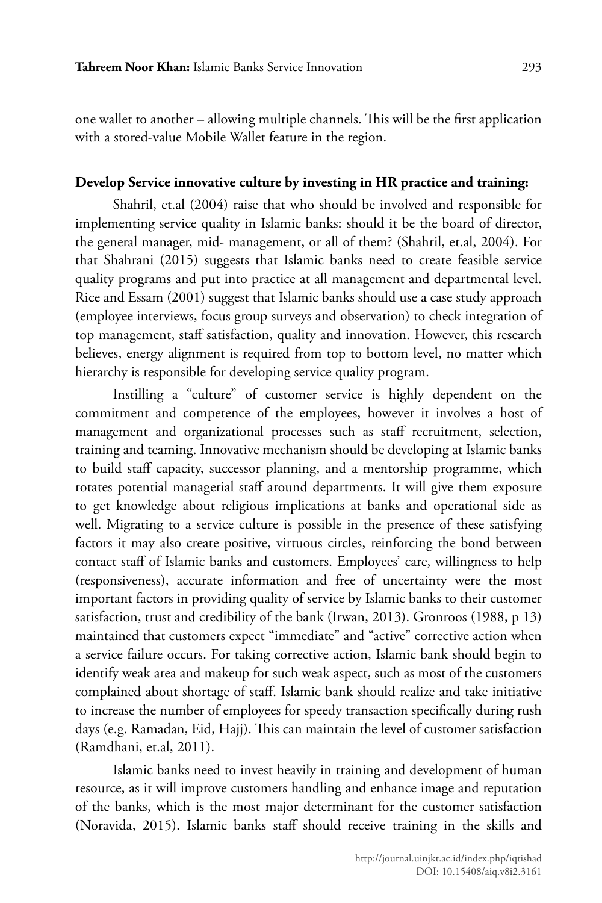one wallet to another – allowing multiple channels. This will be the first application with a stored-value Mobile Wallet feature in the region.

**Develop Service innovative culture by investing in HR practice and training:**

Shahril, et.al (2004) raise that who should be involved and responsible for implementing service quality in Islamic banks: should it be the board of director, the general manager, mid- management, or all of them? (Shahril, et.al, 2004). For that Shahrani (2015) suggests that Islamic banks need to create feasible service quality programs and put into practice at all management and departmental level. Rice and Essam (2001) suggest that Islamic banks should use a case study approach (employee interviews, focus group surveys and observation) to check integration of top management, staff satisfaction, quality and innovation. However, this research believes, energy alignment is required from top to bottom level, no matter which hierarchy is responsible for developing service quality program.

Instilling a "culture" of customer service is highly dependent on the commitment and competence of the employees, however it involves a host of management and organizational processes such as staff recruitment, selection, training and teaming. Innovative mechanism should be developing at Islamic banks to build staff capacity, successor planning, and a mentorship programme, which rotates potential managerial staff around departments. It will give them exposure to get knowledge about religious implications at banks and operational side as well. Migrating to a service culture is possible in the presence of these satisfying factors it may also create positive, virtuous circles, reinforcing the bond between contact staff of Islamic banks and customers. Employees' care, willingness to help (responsiveness), accurate information and free of uncertainty were the most important factors in providing quality of service by Islamic banks to their customer satisfaction, trust and credibility of the bank (Irwan, 2013). Gronroos (1988, p 13) maintained that customers expect "immediate" and "active" corrective action when a service failure occurs. For taking corrective action, Islamic bank should begin to identify weak area and makeup for such weak aspect, such as most of the customers complained about shortage of staff. Islamic bank should realize and take initiative to increase the number of employees for speedy transaction specifically during rush days (e.g. Ramadan, Eid, Hajj). This can maintain the level of customer satisfaction (Ramdhani, et.al, 2011).

Islamic banks need to invest heavily in training and development of human resource, as it will improve customers handling and enhance image and reputation of the banks, which is the most major determinant for the customer satisfaction (Noravida, 2015). Islamic banks staff should receive training in the skills and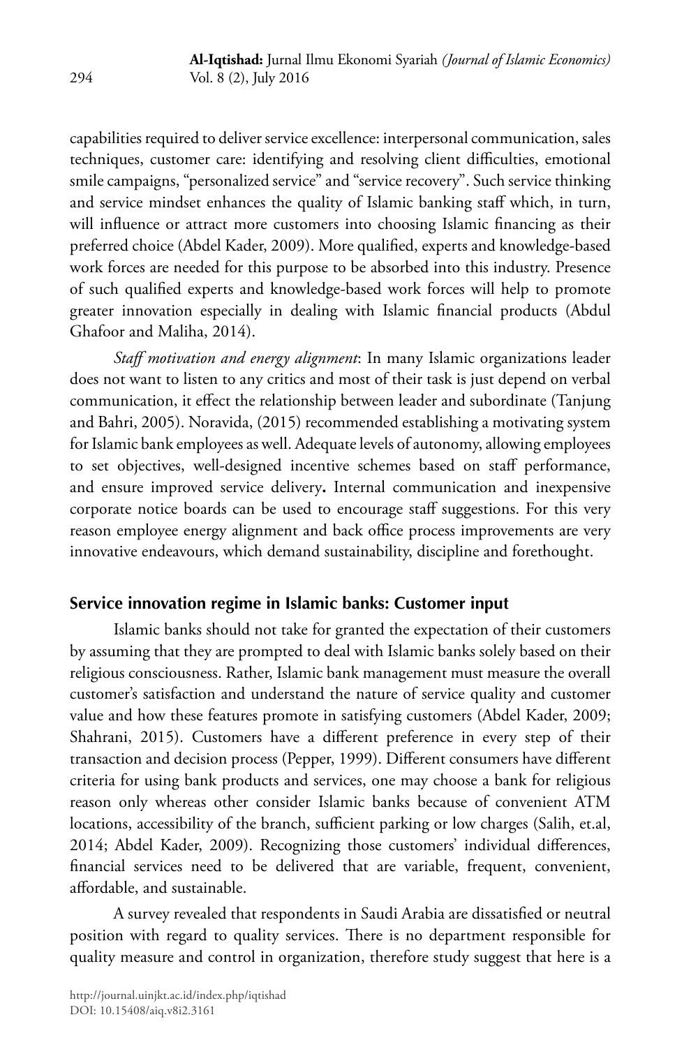capabilities required to deliver service excellence: interpersonal communication, sales techniques, customer care: identifying and resolving client difficulties, emotional smile campaigns, "personalized service" and "service recovery". Such service thinking and service mindset enhances the quality of Islamic banking staff which, in turn, will influence or attract more customers into choosing Islamic financing as their preferred choice (Abdel Kader, 2009). More qualified, experts and knowledge-based work forces are needed for this purpose to be absorbed into this industry. Presence of such qualified experts and knowledge-based work forces will help to promote greater innovation especially in dealing with Islamic financial products (Abdul Ghafoor and Maliha, 2014).

*Staff motivation and energy alignment*: In many Islamic organizations leader does not want to listen to any critics and most of their task is just depend on verbal communication, it effect the relationship between leader and subordinate (Tanjung and Bahri, 2005). Noravida, (2015) recommended establishing a motivating system for Islamic bank employees as well. Adequate levels of autonomy, allowing employees to set objectives, well-designed incentive schemes based on staff performance, and ensure improved service delivery**.** Internal communication and inexpensive corporate notice boards can be used to encourage staff suggestions. For this very reason employee energy alignment and back office process improvements are very innovative endeavours, which demand sustainability, discipline and forethought.

## Service innovation regime in Islamic banks: Customer input

Islamic banks should not take for granted the expectation of their customers by assuming that they are prompted to deal with Islamic banks solely based on their religious consciousness. Rather, Islamic bank management must measure the overall customer's satisfaction and understand the nature of service quality and customer value and how these features promote in satisfying customers (Abdel Kader, 2009; Shahrani, 2015). Customers have a different preference in every step of their transaction and decision process (Pepper, 1999). Different consumers have different criteria for using bank products and services, one may choose a bank for religious reason only whereas other consider Islamic banks because of convenient ATM locations, accessibility of the branch, sufficient parking or low charges (Salih, et.al, 2014; Abdel Kader, 2009). Recognizing those customers' individual differences, financial services need to be delivered that are variable, frequent, convenient, affordable, and sustainable.

A survey revealed that respondents in Saudi Arabia are dissatisfied or neutral position with regard to quality services. There is no department responsible for quality measure and control in organization, therefore study suggest that here is a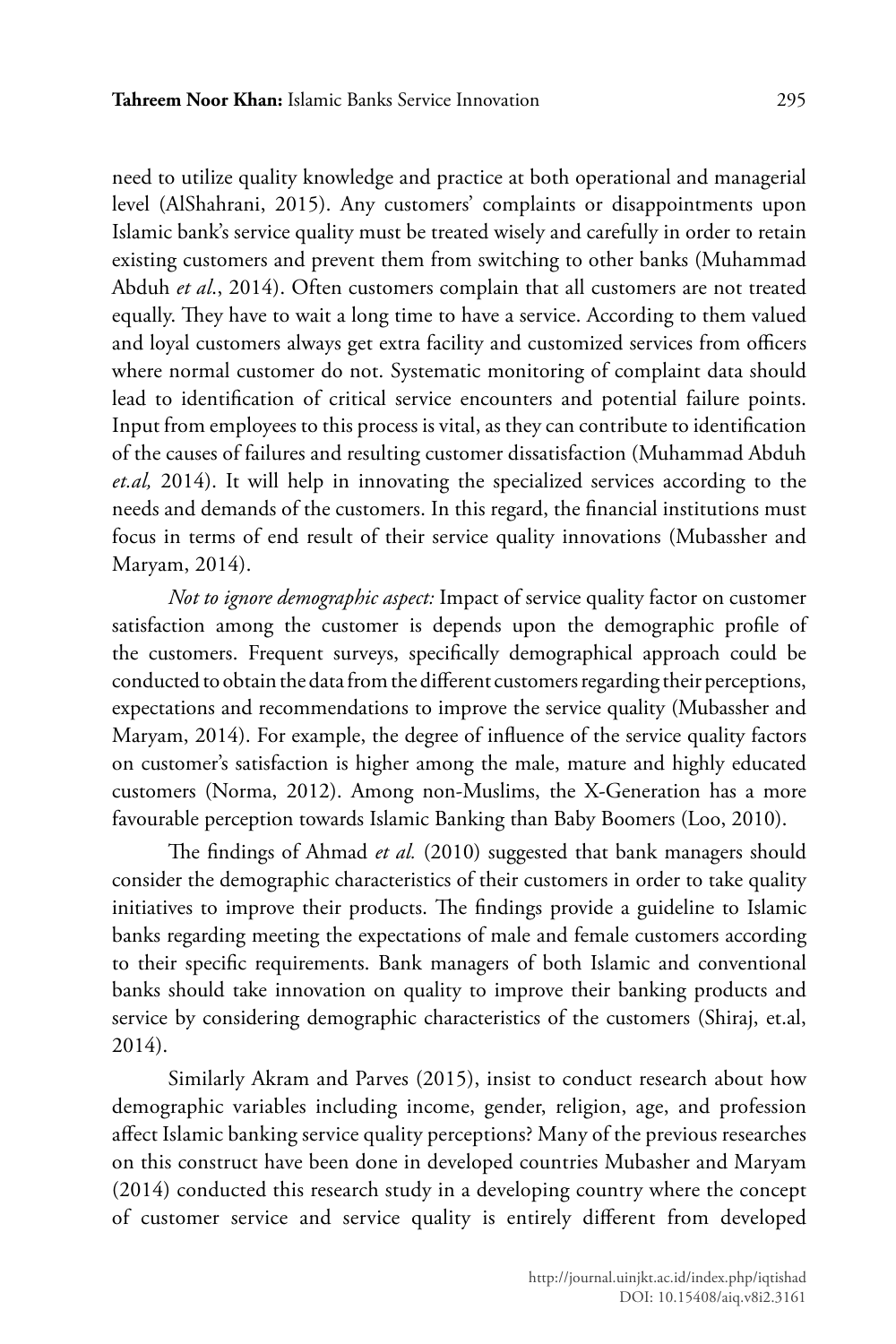need to utilize quality knowledge and practice at both operational and managerial level (AlShahrani, 2015). Any customers' complaints or disappointments upon Islamic bank's service quality must be treated wisely and carefully in order to retain existing customers and prevent them from switching to other banks (Muhammad Abduh *et al*., 2014). Often customers complain that all customers are not treated equally. They have to wait a long time to have a service. According to them valued and loyal customers always get extra facility and customized services from officers where normal customer do not. Systematic monitoring of complaint data should lead to identification of critical service encounters and potential failure points. Input from employees to this process is vital, as they can contribute to identification of the causes of failures and resulting customer dissatisfaction (Muhammad Abduh *et.al,* 2014). It will help in innovating the specialized services according to the needs and demands of the customers. In this regard, the financial institutions must focus in terms of end result of their service quality innovations (Mubassher and Maryam, 2014).

*Not to ignore demographic aspect:* Impact of service quality factor on customer satisfaction among the customer is depends upon the demographic profile of the customers. Frequent surveys, specifically demographical approach could be conducted to obtain the data from the different customers regarding their perceptions, expectations and recommendations to improve the service quality (Mubassher and Maryam, 2014). For example, the degree of influence of the service quality factors on customer's satisfaction is higher among the male, mature and highly educated customers (Norma, 2012). Among non-Muslims, the X-Generation has a more favourable perception towards Islamic Banking than Baby Boomers (Loo, 2010).

The findings of Ahmad *et al.* (2010) suggested that bank managers should consider the demographic characteristics of their customers in order to take quality initiatives to improve their products. The findings provide a guideline to Islamic banks regarding meeting the expectations of male and female customers according to their specific requirements. Bank managers of both Islamic and conventional banks should take innovation on quality to improve their banking products and service by considering demographic characteristics of the customers (Shiraj, et.al, 2014).

Similarly Akram and Parves (2015), insist to conduct research about how demographic variables including income, gender, religion, age, and profession affect Islamic banking service quality perceptions? Many of the previous researches on this construct have been done in developed countries Mubasher and Maryam (2014) conducted this research study in a developing country where the concept of customer service and service quality is entirely different from developed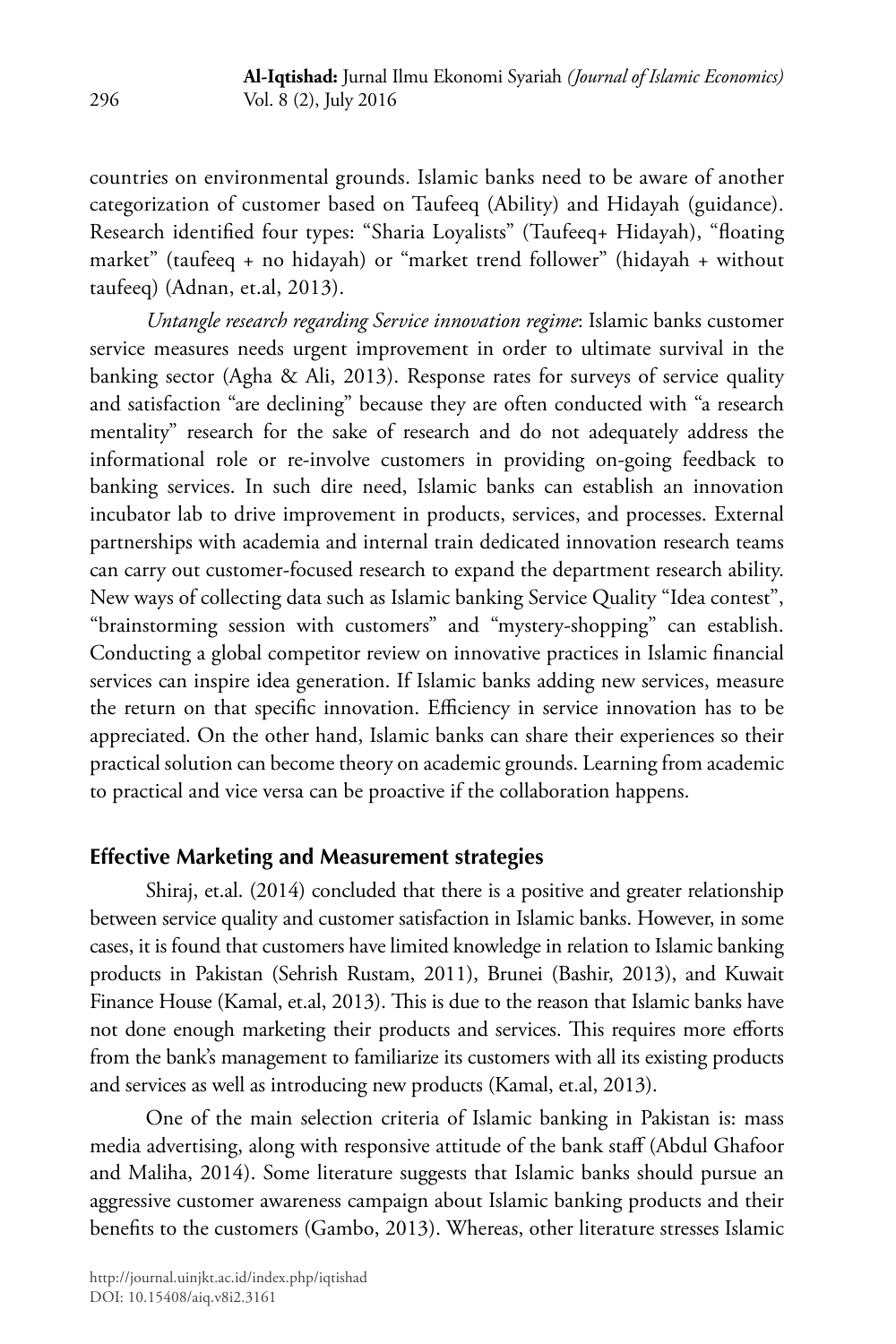countries on environmental grounds. Islamic banks need to be aware of another categorization of customer based on Taufeeq (Ability) and Hidayah (guidance). Research identified four types: "Sharia Loyalists" (Taufeeq+ Hidayah), "floating market" (taufeeq + no hidayah) or "market trend follower" (hidayah + without taufeeq) (Adnan, et.al, 2013).

*Untangle research regarding Service innovation regime*: Islamic banks customer service measures needs urgent improvement in order to ultimate survival in the banking sector (Agha & Ali, 2013). Response rates for surveys of service quality and satisfaction "are declining" because they are often conducted with "a research mentality" research for the sake of research and do not adequately address the informational role or re-involve customers in providing on-going feedback to banking services. In such dire need, Islamic banks can establish an innovation incubator lab to drive improvement in products, services, and processes. External partnerships with academia and internal train dedicated innovation research teams can carry out customer-focused research to expand the department research ability. New ways of collecting data such as Islamic banking Service Quality "Idea contest", "brainstorming session with customers" and "mystery-shopping" can establish. Conducting a global competitor review on innovative practices in Islamic financial services can inspire idea generation. If Islamic banks adding new services, measure the return on that specific innovation. Efficiency in service innovation has to be appreciated. On the other hand, Islamic banks can share their experiences so their practical solution can become theory on academic grounds. Learning from academic to practical and vice versa can be proactive if the collaboration happens.

## Effective Marketing and Measurement strategies

Shiraj, et.al. (2014) concluded that there is a positive and greater relationship between service quality and customer satisfaction in Islamic banks. However, in some cases, it is found that customers have limited knowledge in relation to Islamic banking products in Pakistan (Sehrish Rustam, 2011), Brunei (Bashir, 2013), and Kuwait Finance House (Kamal, et.al, 2013). This is due to the reason that Islamic banks have not done enough marketing their products and services. This requires more efforts from the bank's management to familiarize its customers with all its existing products and services as well as introducing new products (Kamal, et.al, 2013).

One of the main selection criteria of Islamic banking in Pakistan is: mass media advertising, along with responsive attitude of the bank staff (Abdul Ghafoor and Maliha, 2014). Some literature suggests that Islamic banks should pursue an aggressive customer awareness campaign about Islamic banking products and their benefits to the customers (Gambo, 2013). Whereas, other literature stresses Islamic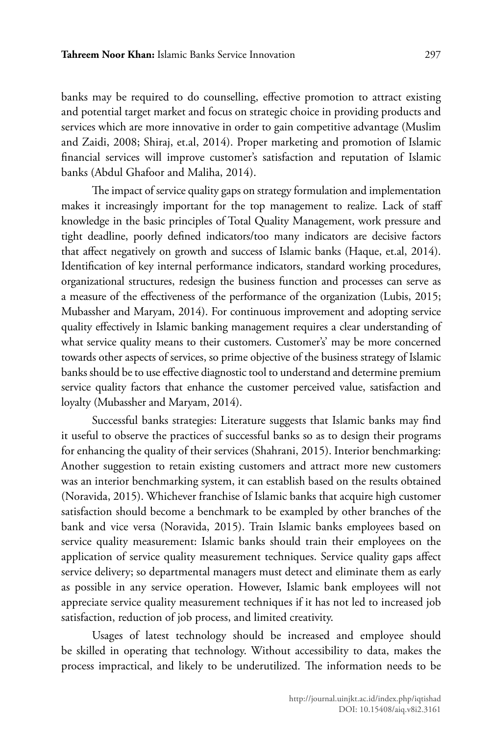banks may be required to do counselling, effective promotion to attract existing and potential target market and focus on strategic choice in providing products and services which are more innovative in order to gain competitive advantage (Muslim and Zaidi, 2008; Shiraj, et.al, 2014). Proper marketing and promotion of Islamic financial services will improve customer's satisfaction and reputation of Islamic banks (Abdul Ghafoor and Maliha, 2014).

The impact of service quality gaps on strategy formulation and implementation makes it increasingly important for the top management to realize. Lack of staff knowledge in the basic principles of Total Quality Management, work pressure and tight deadline, poorly defined indicators/too many indicators are decisive factors that affect negatively on growth and success of Islamic banks (Haque, et.al, 2014). Identification of key internal performance indicators, standard working procedures, organizational structures, redesign the business function and processes can serve as a measure of the effectiveness of the performance of the organization (Lubis, 2015; Mubassher and Maryam, 2014). For continuous improvement and adopting service quality effectively in Islamic banking management requires a clear understanding of what service quality means to their customers. Customer's' may be more concerned towards other aspects of services, so prime objective of the business strategy of Islamic banks should be to use effective diagnostic tool to understand and determine premium service quality factors that enhance the customer perceived value, satisfaction and loyalty (Mubassher and Maryam, 2014).

Successful banks strategies: Literature suggests that Islamic banks may find it useful to observe the practices of successful banks so as to design their programs for enhancing the quality of their services (Shahrani, 2015). Interior benchmarking: Another suggestion to retain existing customers and attract more new customers was an interior benchmarking system, it can establish based on the results obtained (Noravida, 2015). Whichever franchise of Islamic banks that acquire high customer satisfaction should become a benchmark to be exampled by other branches of the bank and vice versa (Noravida, 2015). Train Islamic banks employees based on service quality measurement: Islamic banks should train their employees on the application of service quality measurement techniques. Service quality gaps affect service delivery; so departmental managers must detect and eliminate them as early as possible in any service operation. However, Islamic bank employees will not appreciate service quality measurement techniques if it has not led to increased job satisfaction, reduction of job process, and limited creativity.

Usages of latest technology should be increased and employee should be skilled in operating that technology. Without accessibility to data, makes the process impractical, and likely to be underutilized. The information needs to be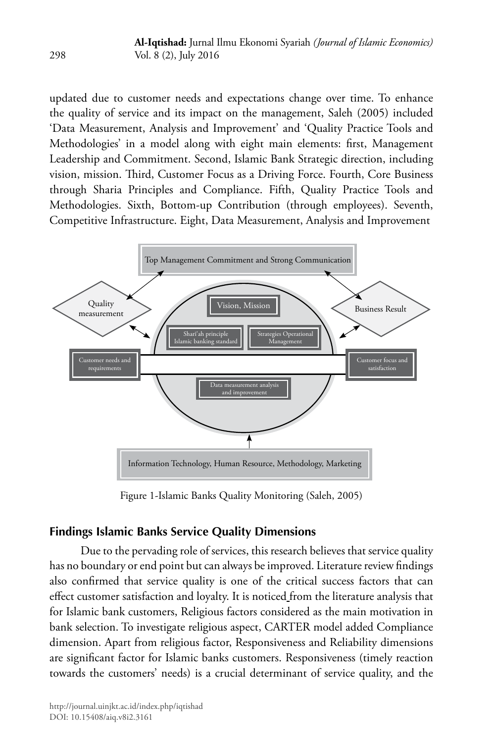updated due to customer needs and expectations change over time. To enhance the quality of service and its impact on the management, Saleh (2005) included 'Data Measurement, Analysis and Improvement' and 'Quality Practice Tools and Methodologies' in a model along with eight main elements: first, Management Leadership and Commitment. Second, Islamic Bank Strategic direction, including vision, mission. Third, Customer Focus as a Driving Force. Fourth, Core Business through Sharia Principles and Compliance. Fifth, Quality Practice Tools and Methodologies. Sixth, Bottom-up Contribution (through employees). Seventh, Competitive Infrastructure. Eight, Data Measurement, Analysis and Improvement

Figure 1-Islamic Banks Quality Monitoring (Saleh, 2005)

## Findings Islamic Banks Service Quality Dimensions

Due to the pervading role of services, this research believes that service quality has no boundary or end point but can always be improved. Literature review findings also confirmed that service quality is one of the critical success factors that can effect customer satisfaction and loyalty. It is noticed from the literature analysis that for Islamic bank customers, Religious factors considered as the main motivation in bank selection. To investigate religious aspect, CARTER model added Compliance dimension. Apart from religious factor, Responsiveness and Reliability dimensions are significant factor for Islamic banks customers. Responsiveness (timely reaction towards the customers' needs) is a crucial determinant of service quality, and the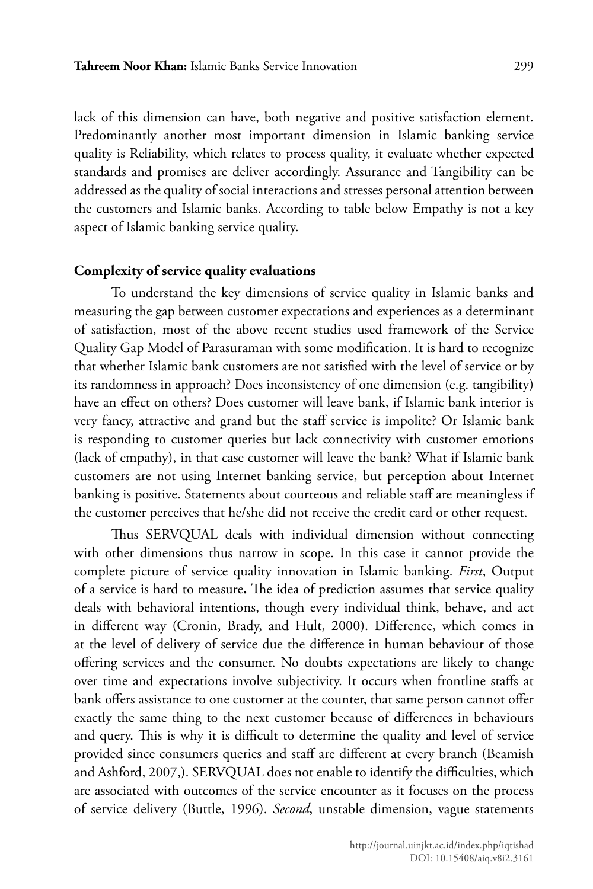lack of this dimension can have, both negative and positive satisfaction element. Predominantly another most important dimension in Islamic banking service quality is Reliability, which relates to process quality, it evaluate whether expected standards and promises are deliver accordingly. Assurance and Tangibility can be addressed as the quality of social interactions and stresses personal attention between the customers and Islamic banks. According to table below Empathy is not a key aspect of Islamic banking service quality.

**Complexity of service quality evaluations**

To understand the key dimensions of service quality in Islamic banks and measuring the gap between customer expectations and experiences as a determinant of satisfaction, most of the above recent studies used framework of the Service Quality Gap Model of Parasuraman with some modification. It is hard to recognize that whether Islamic bank customers are not satisfied with the level of service or by its randomness in approach? Does inconsistency of one dimension (e.g. tangibility) have an effect on others? Does customer will leave bank, if Islamic bank interior is very fancy, attractive and grand but the staff service is impolite? Or Islamic bank is responding to customer queries but lack connectivity with customer emotions (lack of empathy), in that case customer will leave the bank? What if Islamic bank customers are not using Internet banking service, but perception about Internet banking is positive. Statements about courteous and reliable staff are meaningless if the customer perceives that he/she did not receive the credit card or other request.

Thus SERVQUAL deals with individual dimension without connecting with other dimensions thus narrow in scope. In this case it cannot provide the complete picture of service quality innovation in Islamic banking. *First*, Output of a service is hard to measure**.** The idea of prediction assumes that service quality deals with behavioral intentions, though every individual think, behave, and act in different way (Cronin, Brady, and Hult, 2000). Difference, which comes in at the level of delivery of service due the difference in human behaviour of those offering services and the consumer. No doubts expectations are likely to change over time and expectations involve subjectivity. It occurs when frontline staffs at bank offers assistance to one customer at the counter, that same person cannot offer exactly the same thing to the next customer because of differences in behaviours and query. This is why it is difficult to determine the quality and level of service provided since consumers queries and staff are different at every branch (Beamish and Ashford, 2007,). SERVQUAL does not enable to identify the difficulties, which are associated with outcomes of the service encounter as it focuses on the process of service delivery (Buttle, 1996). *Second*, unstable dimension, vague statements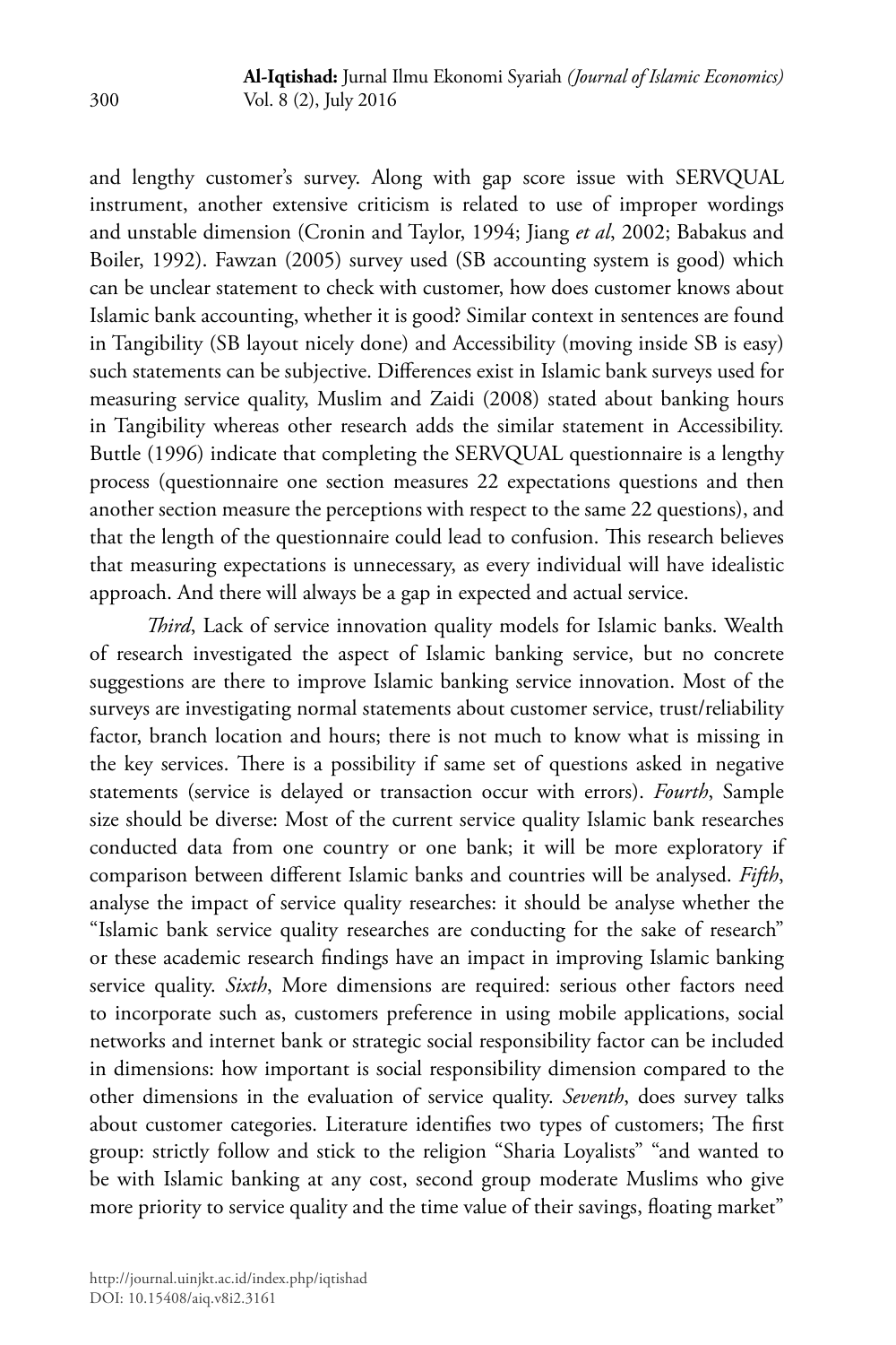and lengthy customer's survey. Along with gap score issue with SERVQUAL instrument, another extensive criticism is related to use of improper wordings and unstable dimension (Cronin and Taylor, 1994; Jiang *et al*, 2002; Babakus and Boiler, 1992). Fawzan (2005) survey used (SB accounting system is good) which can be unclear statement to check with customer, how does customer knows about Islamic bank accounting, whether it is good? Similar context in sentences are found in Tangibility (SB layout nicely done) and Accessibility (moving inside SB is easy) such statements can be subjective. Differences exist in Islamic bank surveys used for measuring service quality, Muslim and Zaidi (2008) stated about banking hours in Tangibility whereas other research adds the similar statement in Accessibility. Buttle (1996) indicate that completing the SERVQUAL questionnaire is a lengthy process (questionnaire one section measures 22 expectations questions and then another section measure the perceptions with respect to the same 22 questions), and that the length of the questionnaire could lead to confusion. This research believes that measuring expectations is unnecessary, as every individual will have idealistic approach. And there will always be a gap in expected and actual service.

*Third*, Lack of service innovation quality models for Islamic banks. Wealth of research investigated the aspect of Islamic banking service, but no concrete suggestions are there to improve Islamic banking service innovation. Most of the surveys are investigating normal statements about customer service, trust/reliability factor, branch location and hours; there is not much to know what is missing in the key services. There is a possibility if same set of questions asked in negative statements (service is delayed or transaction occur with errors). *Fourth*, Sample size should be diverse: Most of the current service quality Islamic bank researches conducted data from one country or one bank; it will be more exploratory if comparison between different Islamic banks and countries will be analysed. *Fifth*, analyse the impact of service quality researches: it should be analyse whether the "Islamic bank service quality researches are conducting for the sake of research" or these academic research findings have an impact in improving Islamic banking service quality. *Sixth*, More dimensions are required: serious other factors need to incorporate such as, customers preference in using mobile applications, social networks and internet bank or strategic social responsibility factor can be included in dimensions: how important is social responsibility dimension compared to the other dimensions in the evaluation of service quality. *Seventh*, does survey talks about customer categories. Literature identifies two types of customers; The first group: strictly follow and stick to the religion "Sharia Loyalists" "and wanted to be with Islamic banking at any cost, second group moderate Muslims who give more priority to service quality and the time value of their savings, floating market"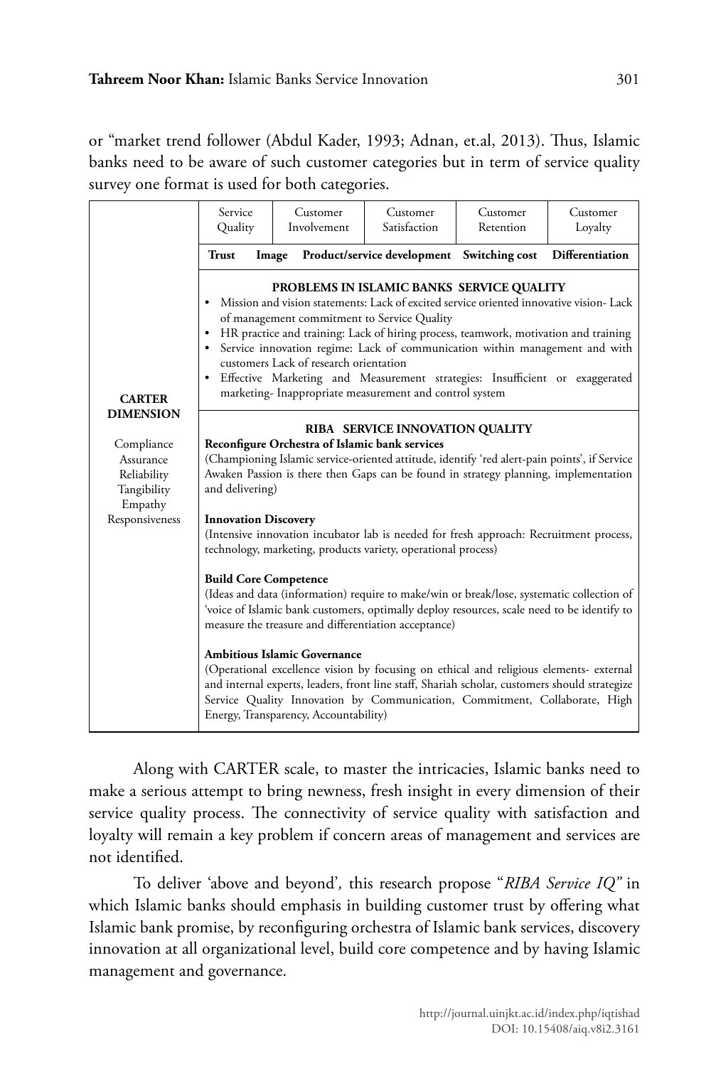or "market trend follower (Abdul Kader, 1993; Adnan, et.al, 2013). Thus, Islamic banks need to be aware of such customer categories but in term of service quality survey one format is used for both categories.

| | Service Quality | Customer Involvement | Customer Satisfaction | Customer Retention | Customer Loyalty |
|---|---|---|---|---|---|
| | **Trust** | **Image** | **Product/service development** | **Switching cost** | **Differentiation** |
| **CARTER DIMENSION**<br><br>Compliance<br>Assurance<br>Reliability<br>Tangibility<br>Empathy<br>Responsiveness | **PROBLEMS IN ISLAMIC BANKS SERVICE QUALITY**<br>• Mission and vision statements: Lack of excited service oriented innovative vision- Lack of management commitment to Service Quality<br>• HR practice and training: Lack of hiring process, teamwork, motivation and training<br>• Service innovation regime: Lack of communication within management and with customers Lack of research orientation<br>• Effective Marketing and Measurement strategies: Insufficient or exaggerated marketing- Inappropriate measurement and control system | | | | |
| | **RIBA SERVICE INNOVATION QUALITY**<br>**Reconfigure Orchestra of Islamic bank services**<br>(Championing Islamic service-oriented attitude, identify 'red alert-pain points', if Service Awaken Passion is there then Gaps can be found in strategy planning, implementation and delivering)<br><br>**Innovation Discovery**<br>(Intensive innovation incubator lab is needed for fresh approach: Recruitment process, technology, marketing, products variety, operational process)<br><br>**Build Core Competence**<br>(Ideas and data (information) require to make/win or break/lose, systematic collection of 'voice of Islamic bank customers, optimally deploy resources, scale need to be identify to measure the treasure and differentiation acceptance)<br><br>**Ambitious Islamic Governance**<br>(Operational excellence vision by focusing on ethical and religious elements- external and internal experts, leaders, front line staff, Shariah scholar, customers should strategize Service Quality Innovation by Communication, Commitment, Collaborate, High Energy, Transparency, Accountability) | | | | |

Along with CARTER scale, to master the intricacies, Islamic banks need to make a serious attempt to bring newness, fresh insight in every dimension of their service quality process. The connectivity of service quality with satisfaction and loyalty will remain a key problem if concern areas of management and services are not identified.

To deliver 'above and beyond', this research propose "*RIBA Service IQ"* in which Islamic banks should emphasis in building customer trust by offering what Islamic bank promise, by reconfiguring orchestra of Islamic bank services, discovery innovation at all organizational level, build core competence and by having Islamic management and governance.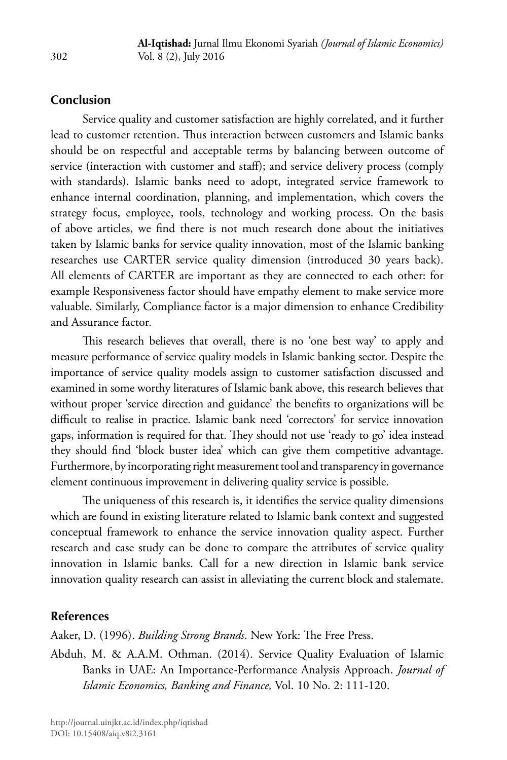## Conclusion

Service quality and customer satisfaction are highly correlated, and it further lead to customer retention. Thus interaction between customers and Islamic banks should be on respectful and acceptable terms by balancing between outcome of service (interaction with customer and staff); and service delivery process (comply with standards). Islamic banks need to adopt, integrated service framework to enhance internal coordination, planning, and implementation, which covers the strategy focus, employee, tools, technology and working process. On the basis of above articles, we find there is not much research done about the initiatives taken by Islamic banks for service quality innovation, most of the Islamic banking researches use CARTER service quality dimension (introduced 30 years back). All elements of CARTER are important as they are connected to each other: for example Responsiveness factor should have empathy element to make service more valuable. Similarly, Compliance factor is a major dimension to enhance Credibility and Assurance factor.

This research believes that overall, there is no 'one best way' to apply and measure performance of service quality models in Islamic banking sector. Despite the importance of service quality models assign to customer satisfaction discussed and examined in some worthy literatures of Islamic bank above, this research believes that without proper 'service direction and guidance' the benefits to organizations will be difficult to realise in practice. Islamic bank need 'correctors' for service innovation gaps, information is required for that. They should not use 'ready to go' idea instead they should find 'block buster idea' which can give them competitive advantage. Furthermore, by incorporating right measurement tool and transparency in governance element continuous improvement in delivering quality service is possible.

The uniqueness of this research is, it identifies the service quality dimensions which are found in existing literature related to Islamic bank context and suggested conceptual framework to enhance the service innovation quality aspect. Further research and case study can be done to compare the attributes of service quality innovation in Islamic banks. Call for a new direction in Islamic bank service innovation quality research can assist in alleviating the current block and stalemate.

## References

Aaker, D. (1996). *Building Strong Brands*. New York: The Free Press.

Abduh, M. & A.A.M. Othman. (2014). Service Quality Evaluation of Islamic Banks in UAE: An Importance-Performance Analysis Approach. *Journal of Islamic Economics, Banking and Finance,* Vol. 10 No. 2: 111-120.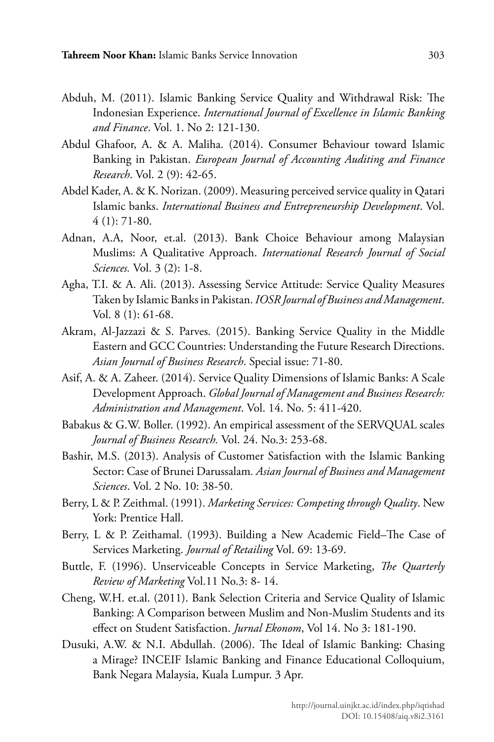Abduh, M. (2011). Islamic Banking Service Quality and Withdrawal Risk: The Indonesian Experience. *International Journal of Excellence in Islamic Banking and Finance*. Vol. 1. No 2: 121-130.

Abdul Ghafoor, A. & A. Maliha. (2014). Consumer Behaviour toward Islamic Banking in Pakistan. *European Journal of Accounting Auditing and Finance Research*. Vol. 2 (9): 42-65.

Abdel Kader, A. & K. Norizan. (2009). Measuring perceived service quality in Qatari Islamic banks. *International Business and Entrepreneurship Development*. Vol. 4 (1): 71-80.

Adnan, A.A, Noor, et.al. (2013). Bank Choice Behaviour among Malaysian Muslims: A Qualitative Approach. *International Research Journal of Social Sciences.* Vol. 3 (2): 1-8.

Agha, T.I. & A. Ali. (2013). Assessing Service Attitude: Service Quality Measures Taken by Islamic Banks in Pakistan. *IOSR Journal of Business and Management*. Vol. 8 (1): 61-68.

Akram, Al-Jazzazi & S. Parves. (2015). Banking Service Quality in the Middle Eastern and GCC Countries: Understanding the Future Research Directions. *Asian Journal of Business Research*. Special issue: 71-80.

Asif, A. & A. Zaheer. (2014). Service Quality Dimensions of Islamic Banks: A Scale Development Approach. *Global Journal of Management and Business Research: Administration and Management*. Vol. 14. No. 5: 411-420.

Babakus & G.W. Boller. (1992). An empirical assessment of the SERVQUAL scales *Journal of Business Research.* Vol. 24. No.3: 253-68.

Bashir, M.S. (2013). Analysis of Customer Satisfaction with the Islamic Banking Sector: Case of Brunei Darussalam. *Asian Journal of Business and Management Sciences*. Vol. 2 No. 10: 38-50.

Berry, L & P. Zeithmal. (1991). *Marketing Services: Competing through Quality*. New York: Prentice Hall.

Berry, L & P. Zeithamal. (1993). Building a New Academic Field–The Case of Services Marketing. *Journal of Retailing* Vol. 69: 13-69.

Buttle, F. (1996). Unserviceable Concepts in Service Marketing, *The Quarterly Review of Marketing* Vol.11 No.3: 8- 14.

Cheng, W.H. et.al. (2011). Bank Selection Criteria and Service Quality of Islamic Banking: A Comparison between Muslim and Non-Muslim Students and its effect on Student Satisfaction. *Jurnal Ekonom*, Vol 14. No 3: 181-190.

Dusuki, A.W. & N.I. Abdullah. (2006). The Ideal of Islamic Banking: Chasing a Mirage? INCEIF Islamic Banking and Finance Educational Colloquium, Bank Negara Malaysia, Kuala Lumpur. 3 Apr.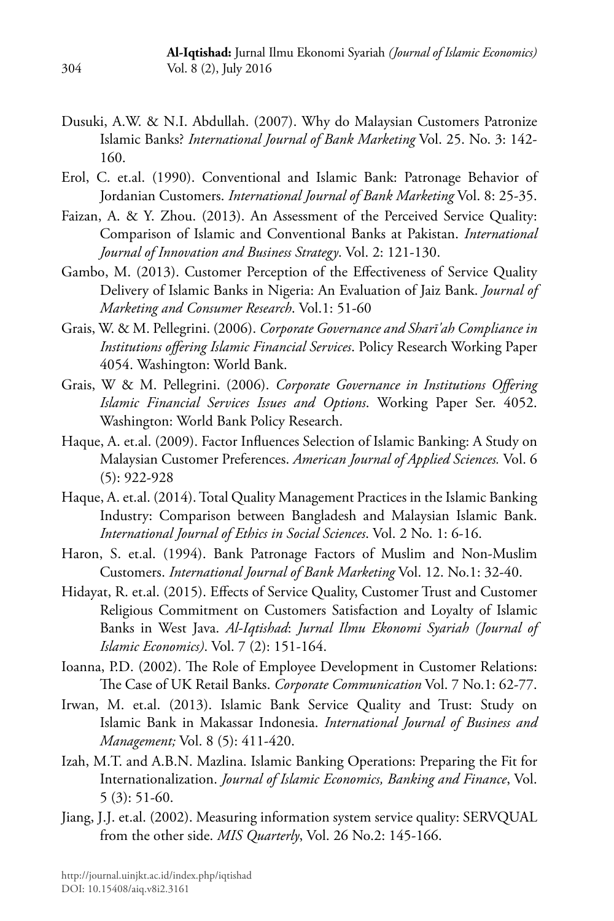Dusuki, A.W. & N.I. Abdullah. (2007). Why do Malaysian Customers Patronize Islamic Banks? *International Journal of Bank Marketing* Vol. 25. No. 3: 142-160.

Erol, C. et.al. (1990). Conventional and Islamic Bank: Patronage Behavior of Jordanian Customers. *International Journal of Bank Marketing* Vol. 8: 25-35.

Faizan, A. & Y. Zhou. (2013). An Assessment of the Perceived Service Quality: Comparison of Islamic and Conventional Banks at Pakistan. *International Journal of Innovation and Business Strategy*. Vol. 2: 121-130.

Gambo, M. (2013). Customer Perception of the Effectiveness of Service Quality Delivery of Islamic Banks in Nigeria: An Evaluation of Jaiz Bank. *Journal of Marketing and Consumer Research*. Vol.1: 51-60

Grais, W. & M. Pellegrini. (2006). *Corporate Governance and Sharī'ah Compliance in Institutions offering Islamic Financial Services*. Policy Research Working Paper 4054. Washington: World Bank.

Grais, W & M. Pellegrini. (2006). *Corporate Governance in Institutions Offering Islamic Financial Services Issues and Options*. Working Paper Ser. 4052. Washington: World Bank Policy Research.

Haque, A. et.al. (2009). Factor Influences Selection of Islamic Banking: A Study on Malaysian Customer Preferences. *American Journal of Applied Sciences.* Vol. 6 (5): 922-928

Haque, A. et.al. (2014). Total Quality Management Practices in the Islamic Banking Industry: Comparison between Bangladesh and Malaysian Islamic Bank. *International Journal of Ethics in Social Sciences*. Vol. 2 No. 1: 6-16.

Haron, S. et.al. (1994). Bank Patronage Factors of Muslim and Non-Muslim Customers. *International Journal of Bank Marketing* Vol. 12. No.1: 32-40.

Hidayat, R. et.al. (2015). Effects of Service Quality, Customer Trust and Customer Religious Commitment on Customers Satisfaction and Loyalty of Islamic Banks in West Java. *Al-Iqtishad*: *Jurnal Ilmu Ekonomi Syariah (Journal of Islamic Economics)*. Vol. 7 (2): 151-164.

Ioanna, P.D. (2002). The Role of Employee Development in Customer Relations: The Case of UK Retail Banks. *Corporate Communication* Vol. 7 No.1: 62-77.

Irwan, M. et.al. (2013). Islamic Bank Service Quality and Trust: Study on Islamic Bank in Makassar Indonesia. *International Journal of Business and Management;* Vol. 8 (5): 411-420.

Izah, M.T. and A.B.N. Mazlina. Islamic Banking Operations: Preparing the Fit for Internationalization. *Journal of Islamic Economics, Banking and Finance*, Vol. 5 (3): 51-60.

Jiang, J.J. et.al. (2002). Measuring information system service quality: SERVQUAL from the other side. *MIS Quarterly*, Vol. 26 No.2: 145-166.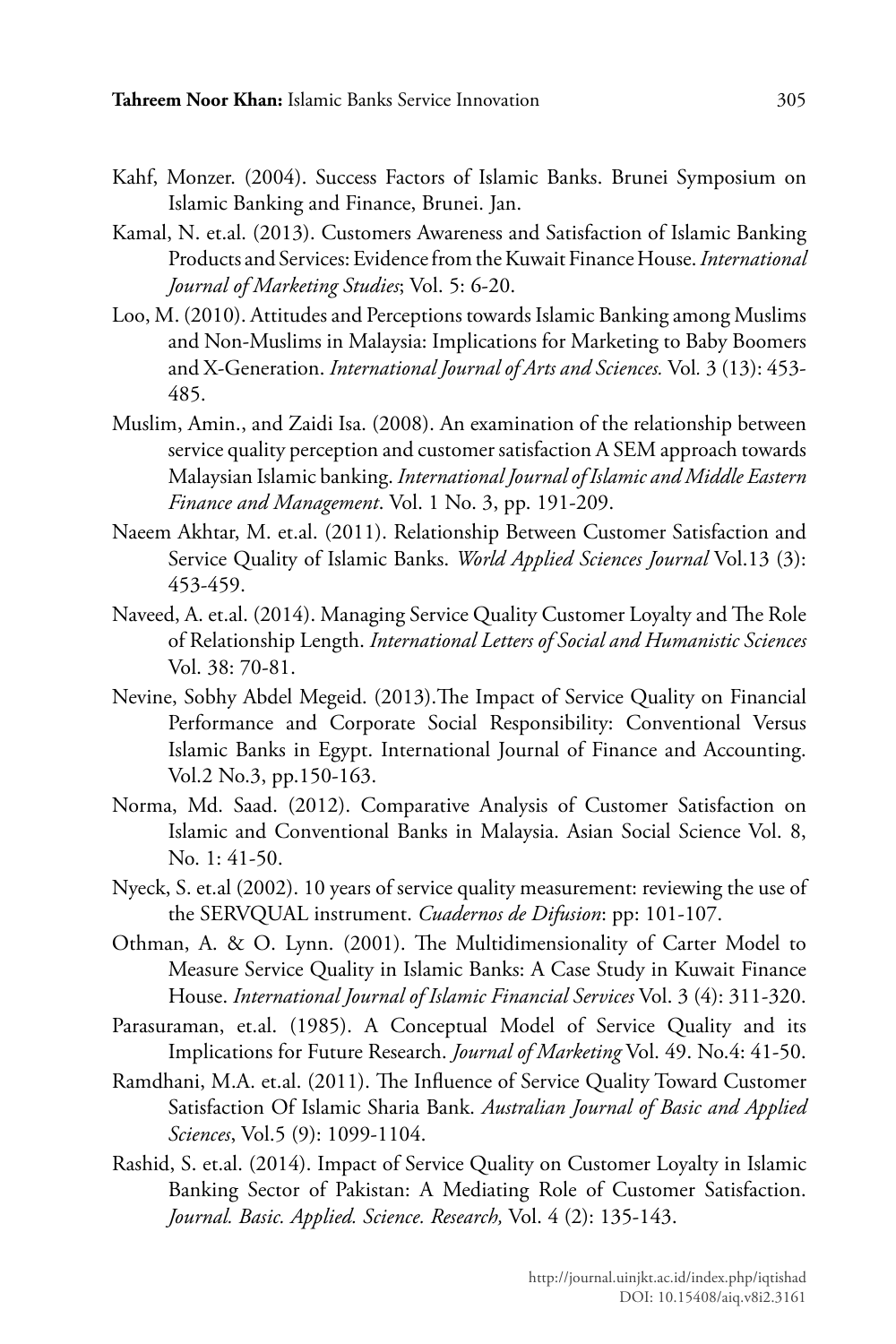Kahf, Monzer. (2004). Success Factors of Islamic Banks. Brunei Symposium on Islamic Banking and Finance, Brunei. Jan.

Kamal, N. et.al. (2013). Customers Awareness and Satisfaction of Islamic Banking Products and Services: Evidence from the Kuwait Finance House. *International Journal of Marketing Studies*; Vol. 5: 6-20.

Loo, M. (2010). Attitudes and Perceptions towards Islamic Banking among Muslims and Non-Muslims in Malaysia: Implications for Marketing to Baby Boomers and X-Generation. *International Journal of Arts and Sciences.* Vol. 3 (13): 453-485.

Muslim, Amin., and Zaidi Isa. (2008). An examination of the relationship between service quality perception and customer satisfaction A SEM approach towards Malaysian Islamic banking. *International Journal of Islamic and Middle Eastern Finance and Management*. Vol. 1 No. 3, pp. 191-209.

Naeem Akhtar, M. et.al. (2011). Relationship Between Customer Satisfaction and Service Quality of Islamic Banks. *World Applied Sciences Journal* Vol.13 (3): 453-459.

Naveed, A. et.al. (2014). Managing Service Quality Customer Loyalty and The Role of Relationship Length. *International Letters of Social and Humanistic Sciences* Vol. 38: 70-81.

Nevine, Sobhy Abdel Megeid. (2013).The Impact of Service Quality on Financial Performance and Corporate Social Responsibility: Conventional Versus Islamic Banks in Egypt. International Journal of Finance and Accounting. Vol.2 No.3, pp.150-163.

Norma, Md. Saad. (2012). Comparative Analysis of Customer Satisfaction on Islamic and Conventional Banks in Malaysia. Asian Social Science Vol. 8, No. 1: 41-50.

Nyeck, S. et.al (2002). 10 years of service quality measurement: reviewing the use of the SERVQUAL instrument. *Cuadernos de Difusion*: pp: 101-107.

Othman, A. & O. Lynn. (2001). The Multidimensionality of Carter Model to Measure Service Quality in Islamic Banks: A Case Study in Kuwait Finance House. *International Journal of Islamic Financial Services* Vol. 3 (4): 311-320.

Parasuraman, et.al. (1985). A Conceptual Model of Service Quality and its Implications for Future Research. *Journal of Marketing* Vol. 49. No.4: 41-50.

Ramdhani, M.A. et.al. (2011). The Influence of Service Quality Toward Customer Satisfaction Of Islamic Sharia Bank. *Australian Journal of Basic and Applied Sciences*, Vol.5 (9): 1099-1104.

Rashid, S. et.al. (2014). Impact of Service Quality on Customer Loyalty in Islamic Banking Sector of Pakistan: A Mediating Role of Customer Satisfaction. *Journal. Basic. Applied. Science. Research,* Vol. 4 (2): 135-143.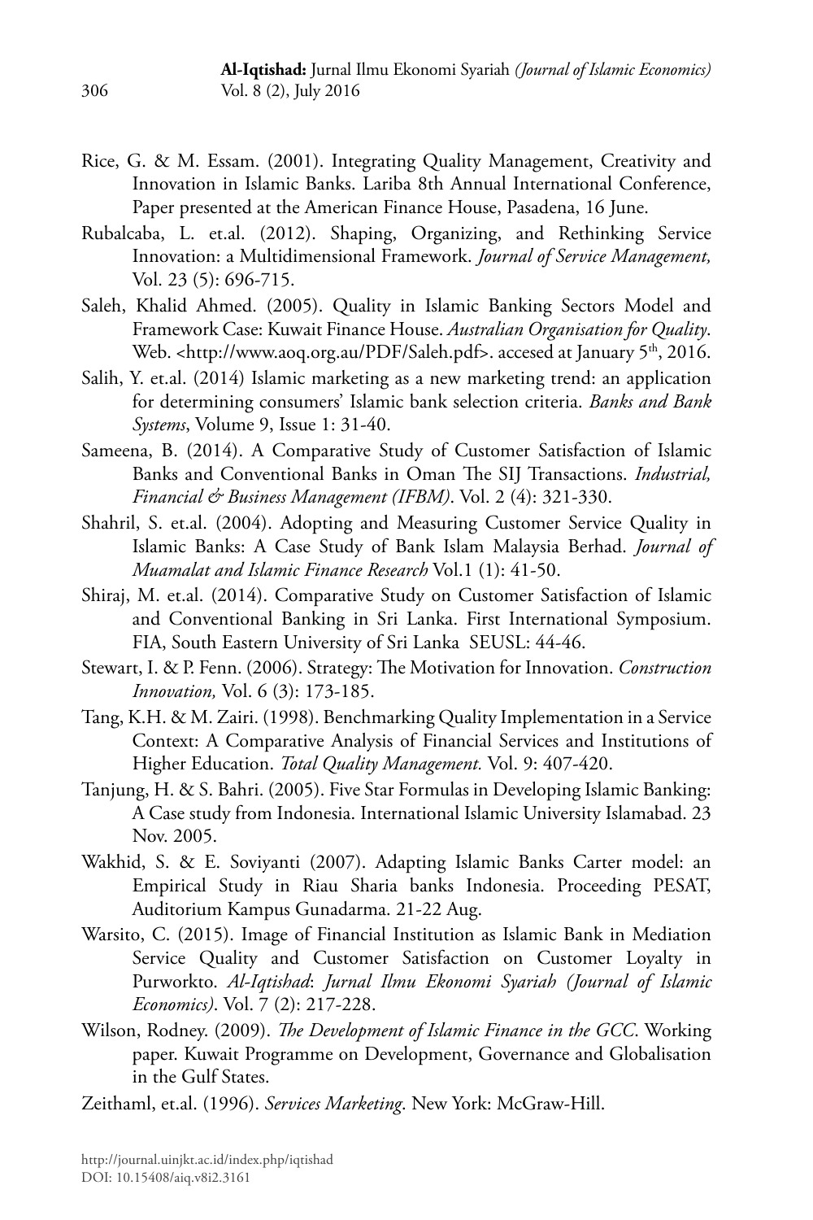Rice, G. & M. Essam. (2001). Integrating Quality Management, Creativity and Innovation in Islamic Banks. Lariba 8th Annual International Conference, Paper presented at the American Finance House, Pasadena, 16 June.

Rubalcaba, L. et.al. (2012). Shaping, Organizing, and Rethinking Service Innovation: a Multidimensional Framework. *Journal of Service Management,* Vol. 23 (5): 696-715.

Saleh, Khalid Ahmed. (2005). Quality in Islamic Banking Sectors Model and Framework Case: Kuwait Finance House. *Australian Organisation for Quality*. Web. <http://www.aoq.org.au/PDF/Saleh.pdf>. accesed at January 5th, 2016.

Salih, Y. et.al. (2014) Islamic marketing as a new marketing trend: an application for determining consumers' Islamic bank selection criteria. *Banks and Bank Systems*, Volume 9, Issue 1: 31-40.

Sameena, B. (2014). A Comparative Study of Customer Satisfaction of Islamic Banks and Conventional Banks in Oman The SIJ Transactions. *Industrial, Financial & Business Management (IFBM)*. Vol. 2 (4): 321-330.

Shahril, S. et.al. (2004). Adopting and Measuring Customer Service Quality in Islamic Banks: A Case Study of Bank Islam Malaysia Berhad. *Journal of Muamalat and Islamic Finance Research* Vol.1 (1): 41-50.

Shiraj, M. et.al. (2014). Comparative Study on Customer Satisfaction of Islamic and Conventional Banking in Sri Lanka. First International Symposium. FIA, South Eastern University of Sri Lanka SEUSL: 44-46.

Stewart, I. & P. Fenn. (2006). Strategy: The Motivation for Innovation. *Construction Innovation,* Vol. 6 (3): 173-185.

Tang, K.H. & M. Zairi. (1998). Benchmarking Quality Implementation in a Service Context: A Comparative Analysis of Financial Services and Institutions of Higher Education. *Total Quality Management.* Vol. 9: 407-420.

Tanjung, H. & S. Bahri. (2005). Five Star Formulas in Developing Islamic Banking: A Case study from Indonesia. International Islamic University Islamabad. 23 Nov. 2005.

Wakhid, S. & E. Soviyanti (2007). Adapting Islamic Banks Carter model: an Empirical Study in Riau Sharia banks Indonesia. Proceeding PESAT, Auditorium Kampus Gunadarma. 21-22 Aug.

Warsito, C. (2015). Image of Financial Institution as Islamic Bank in Mediation Service Quality and Customer Satisfaction on Customer Loyalty in Purworkto. *Al-Iqtishad*: *Jurnal Ilmu Ekonomi Syariah (Journal of Islamic Economics)*. Vol. 7 (2): 217-228.

Wilson, Rodney. (2009). *The Development of Islamic Finance in the GCC*. Working paper. Kuwait Programme on Development, Governance and Globalisation in the Gulf States.

Zeithaml, et.al. (1996). *Services Marketing*. New York: McGraw-Hill.